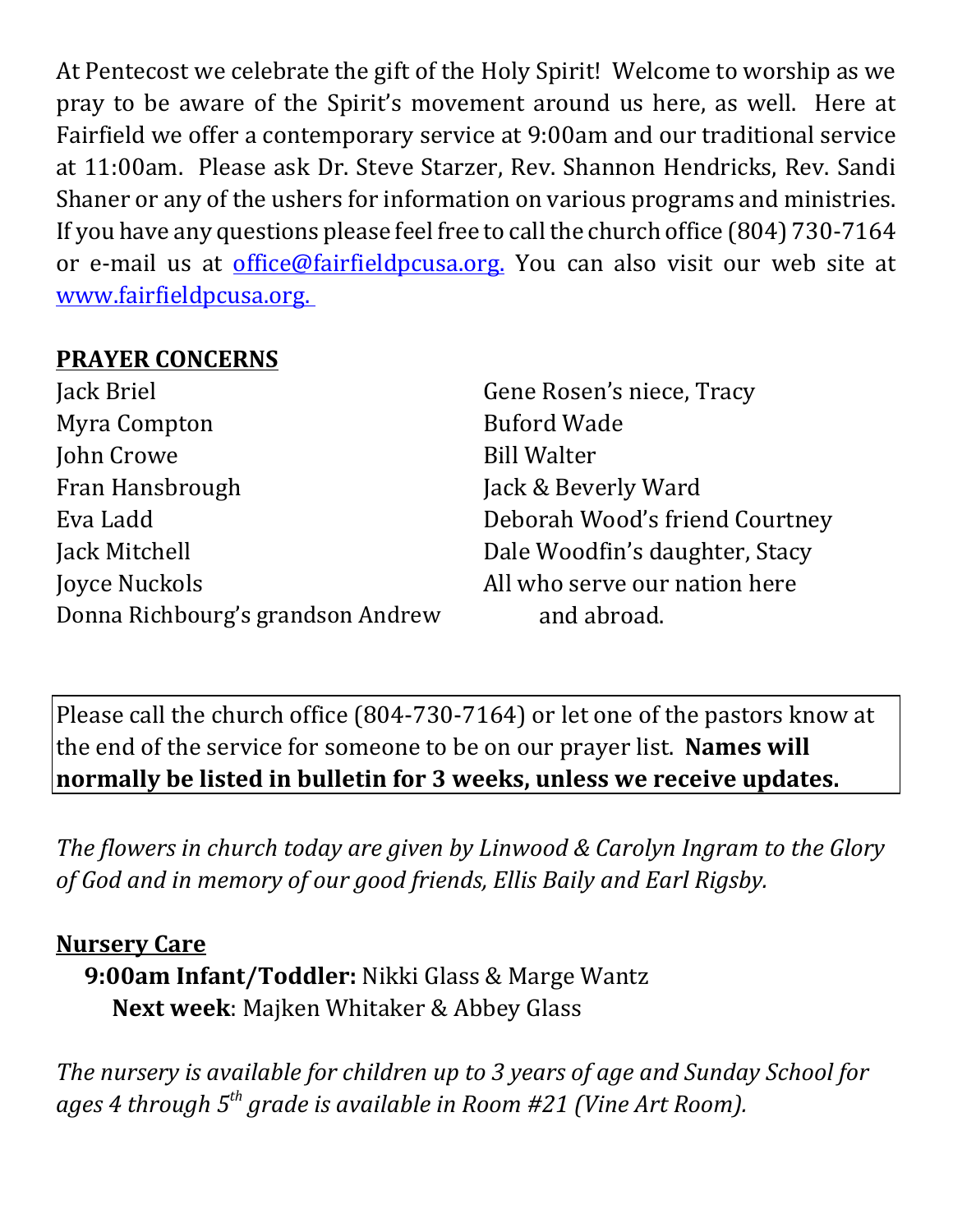At Pentecost we celebrate the gift of the Holy Spirit! Welcome to worship as we pray to be aware of the Spirit's movement around us here, as well. Here at Fairfield we offer a contemporary service at 9:00am and our traditional service at 11:00am. Please ask Dr. Steve Starzer, Rev. Shannon Hendricks, Rev. Sandi Shaner or any of the ushers for information on various programs and ministries. If you have any questions please feel free to call the church office (804) 730-7164 or e-mail us at office@fairfieldpcusa.org. You can also visit our web site at www.fairfieldpcusa.org.

**PRAYER CONCERNS**

Jack Briel
Myra Compton
John Crowe
Fran Hansbrough
Eva Ladd
Jack Mitchell
Joyce Nuckols
Donna Richbourg's grandson Andrew
Gene Rosen's niece, Tracy
Buford Wade
Bill Walter
Jack & Beverly Ward
Deborah Wood's friend Courtney
Dale Woodfin's daughter, Stacy
All who serve our nation here and abroad.

Please call the church office (804-730-7164) or let one of the pastors know at the end of the service for someone to be on our prayer list. **Names will normally be listed in bulletin for 3 weeks, unless we receive updates.**

*The flowers in church today are given by Linwood & Carolyn Ingram to the Glory of God and in memory of our good friends, Ellis Baily and Earl Rigsby.*

**Nursery Care**

**9:00am Infant/Toddler:** Nikki Glass & Marge Wantz
**Next week**: Majken Whitaker & Abbey Glass

*The nursery is available for children up to 3 years of age and Sunday School for ages 4 through 5th grade is available in Room #21 (Vine Art Room).*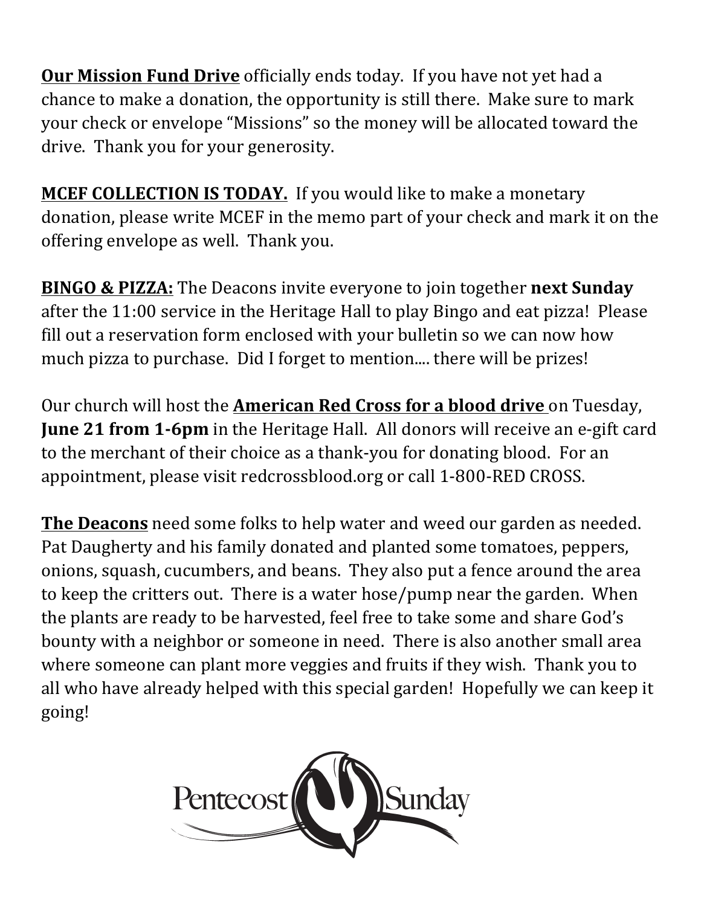**<u>Our Mission Fund Drive</u>** officially ends today. If you have not yet had a chance to make a donation, the opportunity is still there. Make sure to mark your check or envelope "Missions" so the money will be allocated toward the drive. Thank you for your generosity.

**<u>MCEF COLLECTION IS TODAY.</u>** If you would like to make a monetary donation, please write MCEF in the memo part of your check and mark it on the offering envelope as well. Thank you.

**<u>BINGO & PIZZA:</u>** The Deacons invite everyone to join together **next Sunday** after the 11:00 service in the Heritage Hall to play Bingo and eat pizza! Please fill out a reservation form enclosed with your bulletin so we can now how much pizza to purchase. Did I forget to mention.... there will be prizes!

Our church will host the **<u>American Red Cross for a blood drive</u>** on Tuesday, **June 21 from 1-6pm** in the Heritage Hall. All donors will receive an e-gift card to the merchant of their choice as a thank-you for donating blood. For an appointment, please visit redcrossblood.org or call 1-800-RED CROSS.

**<u>The Deacons</u>** need some folks to help water and weed our garden as needed. Pat Daugherty and his family donated and planted some tomatoes, peppers, onions, squash, cucumbers, and beans. They also put a fence around the area to keep the critters out. There is a water hose/pump near the garden. When the plants are ready to be harvested, feel free to take some and share God's bounty with a neighbor or someone in need. There is also another small area where someone can plant more veggies and fruits if they wish. Thank you to all who have already helped with this special garden! Hopefully we can keep it going!

Pentecost Sunday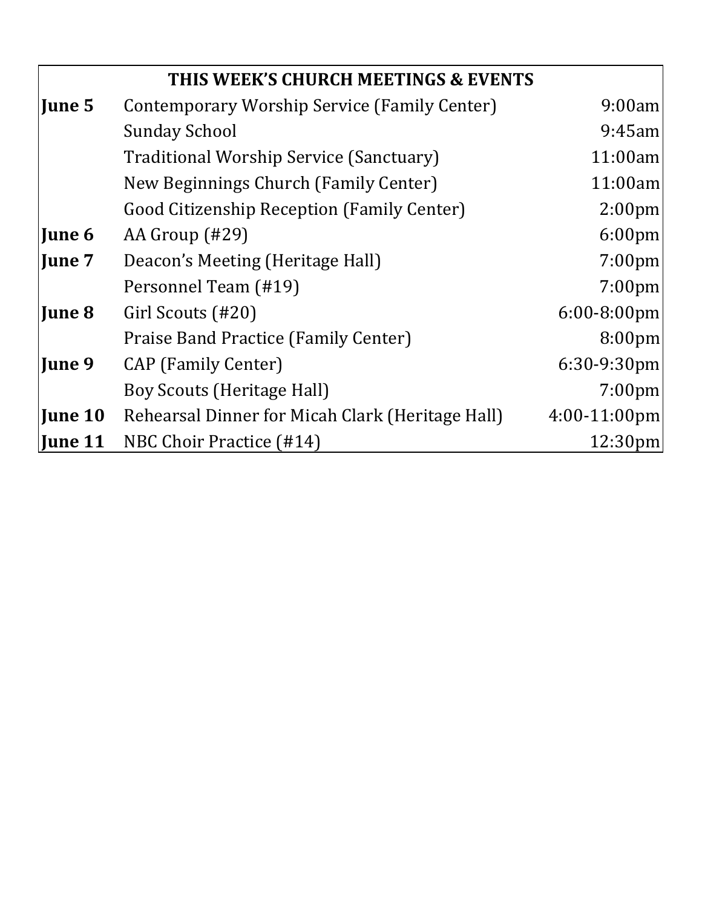| THIS WEEK'S CHURCH MEETINGS & EVENTS | | |
|---|---|---|
| **June 5** | Contemporary Worship Service (Family Center) | 9:00am |
| | Sunday School | 9:45am |
| | Traditional Worship Service (Sanctuary) | 11:00am |
| | New Beginnings Church (Family Center) | 11:00am |
| | Good Citizenship Reception (Family Center) | 2:00pm |
| **June 6** | AA Group (#29) | 6:00pm |
| **June 7** | Deacon's Meeting (Heritage Hall) | 7:00pm |
| | Personnel Team (#19) | 7:00pm |
| **June 8** | Girl Scouts (#20) | 6:00-8:00pm |
| | Praise Band Practice (Family Center) | 8:00pm |
| **June 9** | CAP (Family Center) | 6:30-9:30pm |
| | Boy Scouts (Heritage Hall) | 7:00pm |
| **June 10** | Rehearsal Dinner for Micah Clark (Heritage Hall) | 4:00-11:00pm |
| **June 11** | NBC Choir Practice (#14) | 12:30pm |